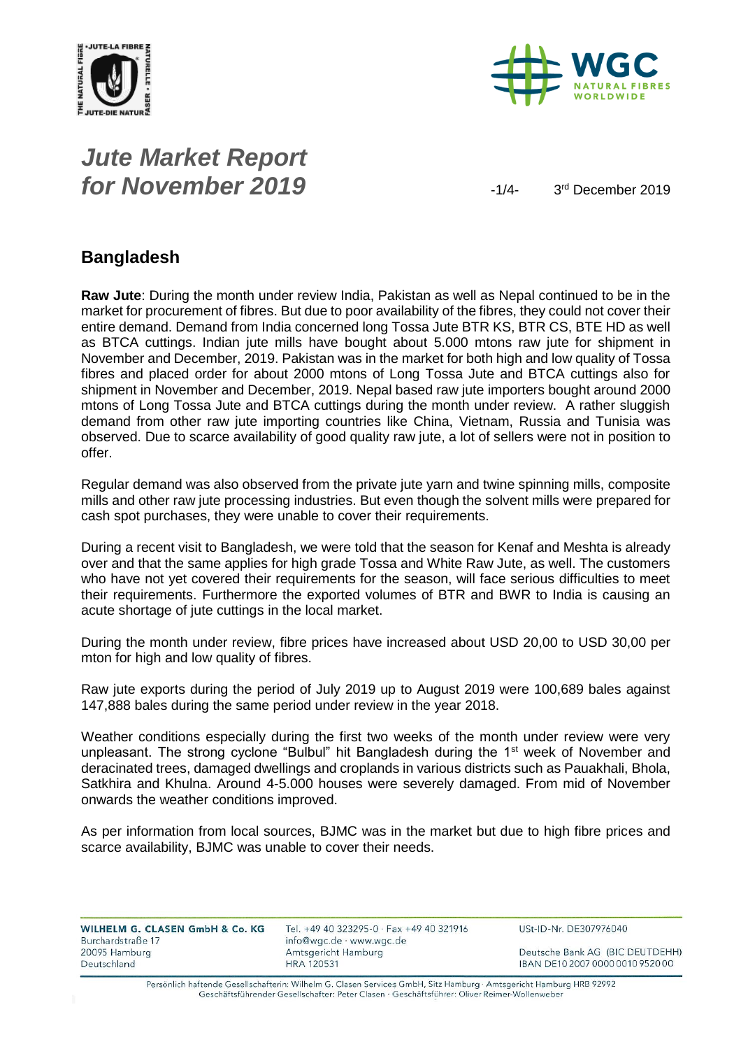# *Jute Market Report for November 2019*

3rd December 2019

## Bangladesh

**Raw Jute**: During the month under review India, Pakistan as well as Nepal continued to be in the market for procurement of fibres. But due to poor availability of the fibres, they could not cover their entire demand. Demand from India concerned long Tossa Jute BTR KS, BTR CS, BTE HD as well as BTCA cuttings. Indian jute mills have bought about 5.000 mtons raw jute for shipment in November and December, 2019. Pakistan was in the market for both high and low quality of Tossa fibres and placed order for about 2000 mtons of Long Tossa Jute and BTCA cuttings also for shipment in November and December, 2019. Nepal based raw jute importers bought around 2000 mtons of Long Tossa Jute and BTCA cuttings during the month under review. A rather sluggish demand from other raw jute importing countries like China, Vietnam, Russia and Tunisia was observed. Due to scarce availability of good quality raw jute, a lot of sellers were not in position to offer.

Regular demand was also observed from the private jute yarn and twine spinning mills, composite mills and other raw jute processing industries. But even though the solvent mills were prepared for cash spot purchases, they were unable to cover their requirements.

During a recent visit to Bangladesh, we were told that the season for Kenaf and Meshta is already over and that the same applies for high grade Tossa and White Raw Jute, as well. The customers who have not yet covered their requirements for the season, will face serious difficulties to meet their requirements. Furthermore the exported volumes of BTR and BWR to India is causing an acute shortage of jute cuttings in the local market.

During the month under review, fibre prices have increased about USD 20,00 to USD 30,00 per mton for high and low quality of fibres.

Raw jute exports during the period of July 2019 up to August 2019 were 100,689 bales against 147,888 bales during the same period under review in the year 2018.

Weather conditions especially during the first two weeks of the month under review were very unpleasant. The strong cyclone "Bulbul" hit Bangladesh during the 1st week of November and deracinated trees, damaged dwellings and croplands in various districts such as Pauakhali, Bhola, Satkhira and Khulna. Around 4-5.000 houses were severely damaged. From mid of November onwards the weather conditions improved.

As per information from local sources, BJMC was in the market but due to high fibre prices and scarce availability, BJMC was unable to cover their needs.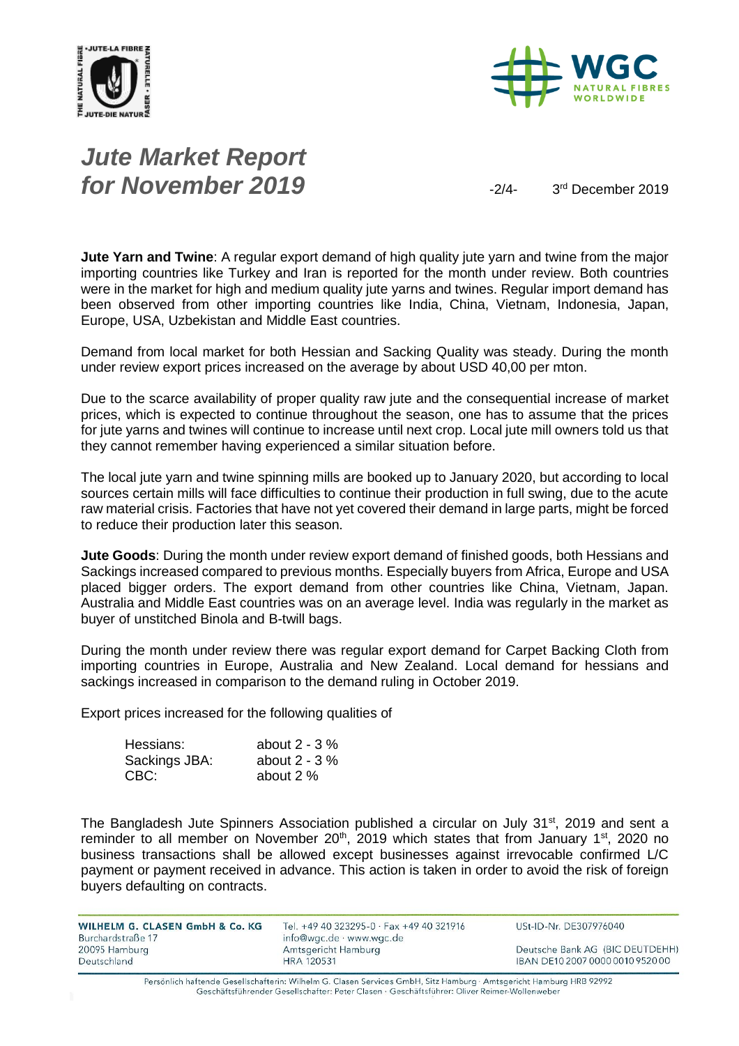# *Jute Market Report for November 2019*

3rd December 2019

**Jute Yarn and Twine**: A regular export demand of high quality jute yarn and twine from the major importing countries like Turkey and Iran is reported for the month under review. Both countries were in the market for high and medium quality jute yarns and twines. Regular import demand has been observed from other importing countries like India, China, Vietnam, Indonesia, Japan, Europe, USA, Uzbekistan and Middle East countries.

Demand from local market for both Hessian and Sacking Quality was steady. During the month under review export prices increased on the average by about USD 40,00 per mton.

Due to the scarce availability of proper quality raw jute and the consequential increase of market prices, which is expected to continue throughout the season, one has to assume that the prices for jute yarns and twines will continue to increase until next crop. Local jute mill owners told us that they cannot remember having experienced a similar situation before.

The local jute yarn and twine spinning mills are booked up to January 2020, but according to local sources certain mills will face difficulties to continue their production in full swing, due to the acute raw material crisis. Factories that have not yet covered their demand in large parts, might be forced to reduce their production later this season.

**Jute Goods**: During the month under review export demand of finished goods, both Hessians and Sackings increased compared to previous months. Especially buyers from Africa, Europe and USA placed bigger orders. The export demand from other countries like China, Vietnam, Japan. Australia and Middle East countries was on an average level. India was regularly in the market as buyer of unstitched Binola and B-twill bags.

During the month under review there was regular export demand for Carpet Backing Cloth from importing countries in Europe, Australia and New Zealand. Local demand for hessians and sackings increased in comparison to the demand ruling in October 2019.

Export prices increased for the following qualities of

| | |
|---|---|
| Hessians: | about 2 - 3 % |
| Sackings JBA: | about 2 - 3 % |
| CBC: | about 2 % |

The Bangladesh Jute Spinners Association published a circular on July 31st, 2019 and sent a reminder to all member on November 20th, 2019 which states that from January 1st, 2020 no business transactions shall be allowed except businesses against irrevocable confirmed L/C payment or payment received in advance. This action is taken in order to avoid the risk of foreign buyers defaulting on contracts.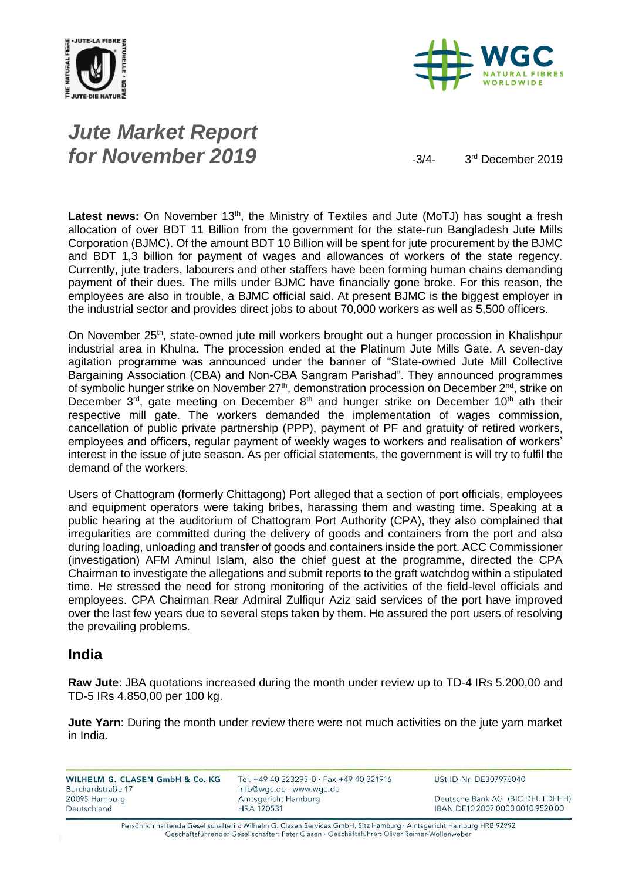**Latest news:** On November 13th, the Ministry of Textiles and Jute (MoTJ) has sought a fresh allocation of over BDT 11 Billion from the government for the state-run Bangladesh Jute Mills Corporation (BJMC). Of the amount BDT 10 Billion will be spent for jute procurement by the BJMC and BDT 1,3 billion for payment of wages and allowances of workers of the state regency. Currently, jute traders, labourers and other staffers have been forming human chains demanding payment of their dues. The mills under BJMC have financially gone broke. For this reason, the employees are also in trouble, a BJMC official said. At present BJMC is the biggest employer in the industrial sector and provides direct jobs to about 70,000 workers as well as 5,500 officers.

On November 25th, state-owned jute mill workers brought out a hunger procession in Khalishpur industrial area in Khulna. The procession ended at the Platinum Jute Mills Gate. A seven-day agitation programme was announced under the banner of "State-owned Jute Mill Collective Bargaining Association (CBA) and Non-CBA Sangram Parishad". They announced programmes of symbolic hunger strike on November 27th, demonstration procession on December 2nd, strike on December 3rd, gate meeting on December 8th and hunger strike on December 10th ath their respective mill gate. The workers demanded the implementation of wages commission, cancellation of public private partnership (PPP), payment of PF and gratuity of retired workers, employees and officers, regular payment of weekly wages to workers and realisation of workers' interest in the issue of jute season. As per official statements, the government is will try to fulfil the demand of the workers.

Users of Chattogram (formerly Chittagong) Port alleged that a section of port officials, employees and equipment operators were taking bribes, harassing them and wasting time. Speaking at a public hearing at the auditorium of Chattogram Port Authority (CPA), they also complained that irregularities are committed during the delivery of goods and containers from the port and also during loading, unloading and transfer of goods and containers inside the port. ACC Commissioner (investigation) AFM Aminul Islam, also the chief guest at the programme, directed the CPA Chairman to investigate the allegations and submit reports to the graft watchdog within a stipulated time. He stressed the need for strong monitoring of the activities of the field-level officials and employees. CPA Chairman Rear Admiral Zulfiqur Aziz said services of the port have improved over the last few years due to several steps taken by them. He assured the port users of resolving the prevailing problems.

## India

**Raw Jute**: JBA quotations increased during the month under review up to TD-4 IRs 5.200,00 and TD-5 IRs 4.850,00 per 100 kg.

**Jute Yarn**: During the month under review there were not much activities on the jute yarn market in India.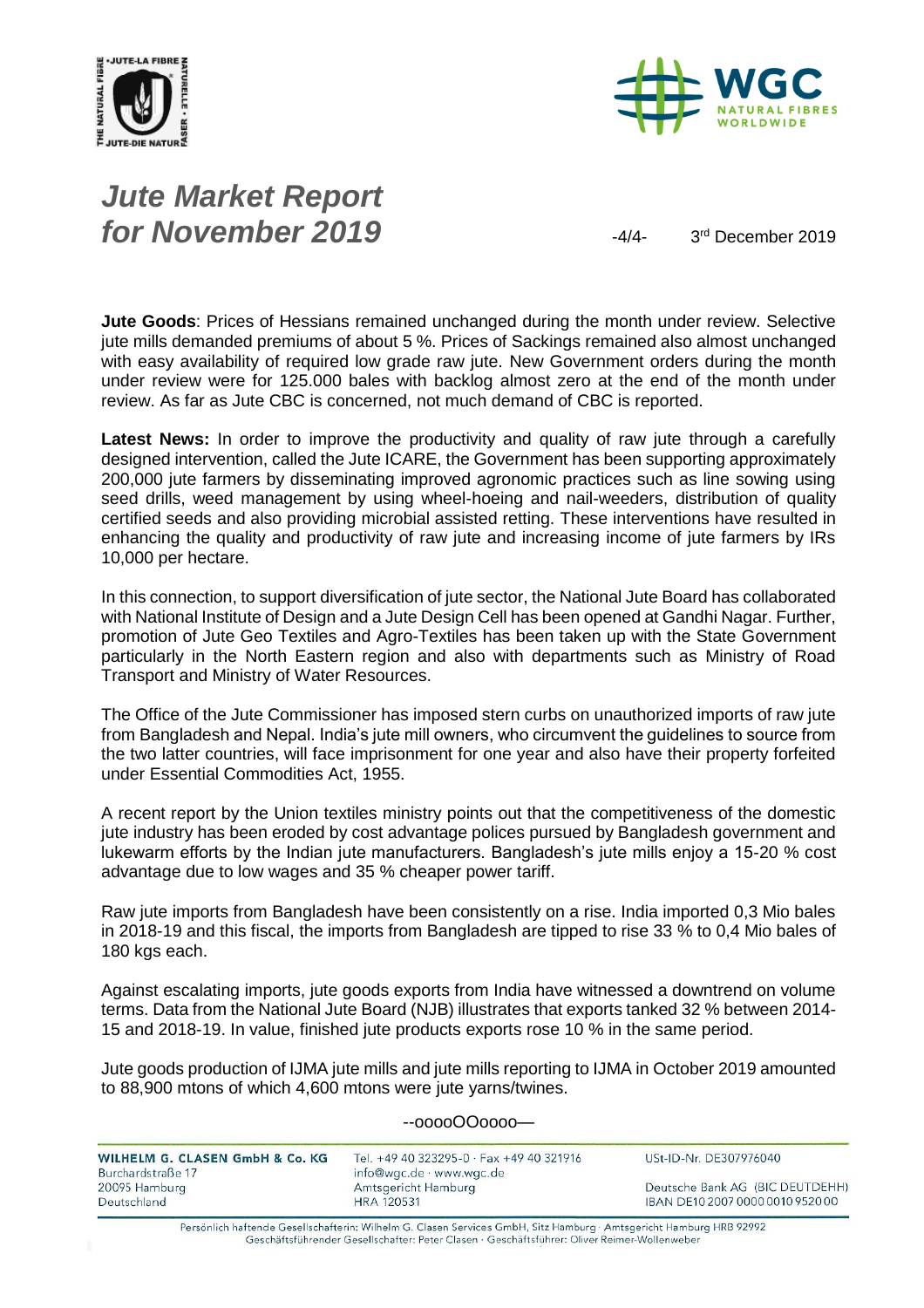**Jute Goods**: Prices of Hessians remained unchanged during the month under review. Selective jute mills demanded premiums of about 5 %. Prices of Sackings remained also almost unchanged with easy availability of required low grade raw jute. New Government orders during the month under review were for 125.000 bales with backlog almost zero at the end of the month under review. As far as Jute CBC is concerned, not much demand of CBC is reported.

**Latest News:** In order to improve the productivity and quality of raw jute through a carefully designed intervention, called the Jute ICARE, the Government has been supporting approximately 200,000 jute farmers by disseminating improved agronomic practices such as line sowing using seed drills, weed management by using wheel-hoeing and nail-weeders, distribution of quality certified seeds and also providing microbial assisted retting. These interventions have resulted in enhancing the quality and productivity of raw jute and increasing income of jute farmers by IRs 10,000 per hectare.

In this connection, to support diversification of jute sector, the National Jute Board has collaborated with National Institute of Design and a Jute Design Cell has been opened at Gandhi Nagar. Further, promotion of Jute Geo Textiles and Agro-Textiles has been taken up with the State Government particularly in the North Eastern region and also with departments such as Ministry of Road Transport and Ministry of Water Resources.

The Office of the Jute Commissioner has imposed stern curbs on unauthorized imports of raw jute from Bangladesh and Nepal. India's jute mill owners, who circumvent the guidelines to source from the two latter countries, will face imprisonment for one year and also have their property forfeited under Essential Commodities Act, 1955.

A recent report by the Union textiles ministry points out that the competitiveness of the domestic jute industry has been eroded by cost advantage polices pursued by Bangladesh government and lukewarm efforts by the Indian jute manufacturers. Bangladesh's jute mills enjoy a 15-20 % cost advantage due to low wages and 35 % cheaper power tariff.

Raw jute imports from Bangladesh have been consistently on a rise. India imported 0,3 Mio bales in 2018-19 and this fiscal, the imports from Bangladesh are tipped to rise 33 % to 0,4 Mio bales of 180 kgs each.

Against escalating imports, jute goods exports from India have witnessed a downtrend on volume terms. Data from the National Jute Board (NJB) illustrates that exports tanked 32 % between 2014-15 and 2018-19. In value, finished jute products exports rose 10 % in the same period.

Jute goods production of IJMA jute mills and jute mills reporting to IJMA in October 2019 amounted to 88,900 mtons of which 4,600 mtons were jute yarns/twines.

--ooooOOoooo—